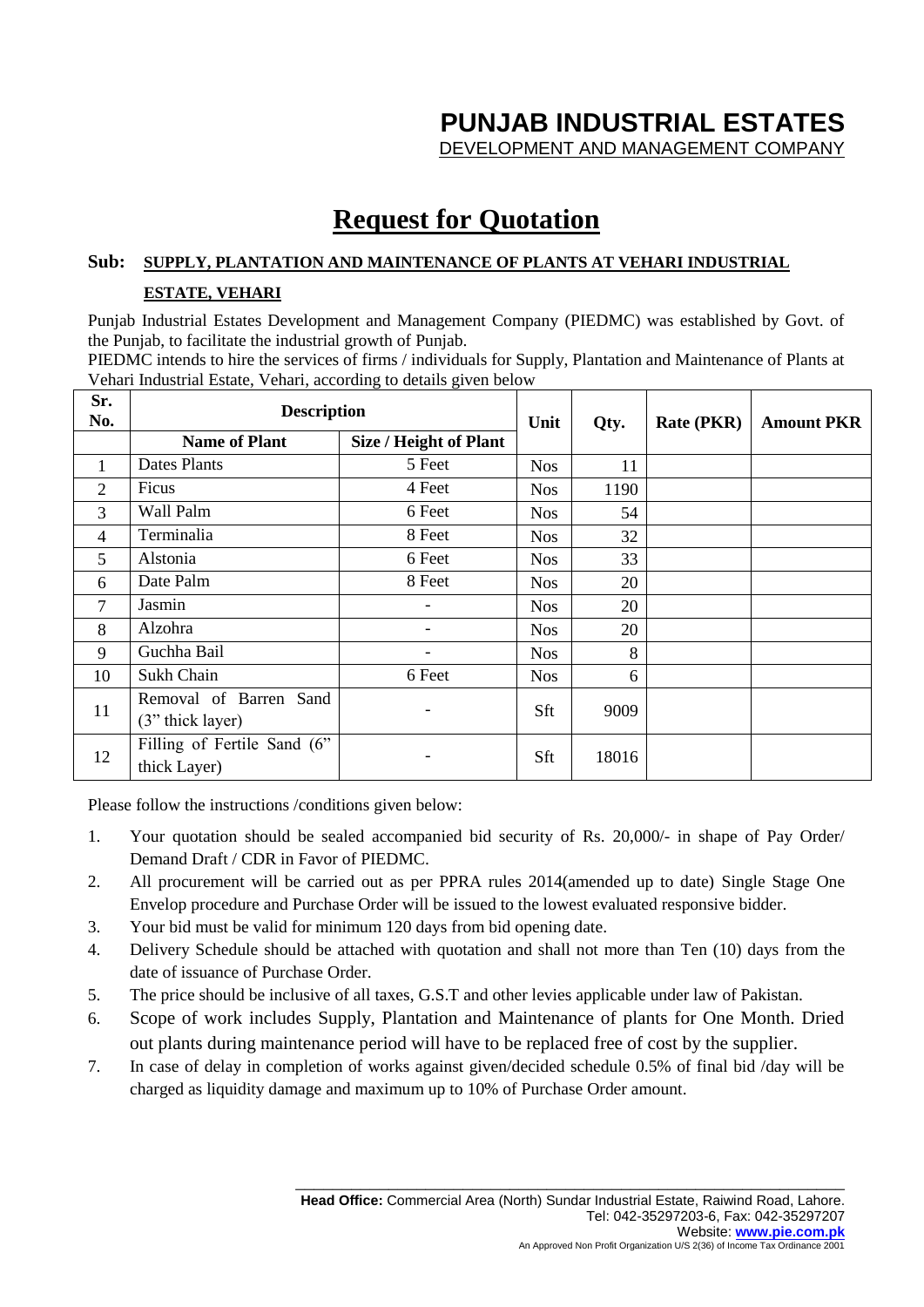# PUNJAB INDUSTRIAL ESTATES

DEVELOPMENT AND MANAGEMENT COMPANY

## Request for Quotation

**Sub: SUPPLY, PLANTATION AND MAINTENANCE OF PLANTS AT VEHARI INDUSTRIAL ESTATE, VEHARI**

Punjab Industrial Estates Development and Management Company (PIEDMC) was established by Govt. of the Punjab, to facilitate the industrial growth of Punjab.

PIEDMC intends to hire the services of firms / individuals for Supply, Plantation and Maintenance of Plants at Vehari Industrial Estate, Vehari, according to details given below

| Sr. No. | Description | | Unit | Qty. | Rate (PKR) | Amount PKR |
|---|---|---|---|---|---|---|
| | **Name of Plant** | **Size / Height of Plant** | | | | |
| 1 | Dates Plants | 5 Feet | Nos | 11 | | |
| 2 | Ficus | 4 Feet | Nos | 1190 | | |
| 3 | Wall Palm | 6 Feet | Nos | 54 | | |
| 4 | Terminalia | 8 Feet | Nos | 32 | | |
| 5 | Alstonia | 6 Feet | Nos | 33 | | |
| 6 | Date Palm | 8 Feet | Nos | 20 | | |
| 7 | Jasmin | - | Nos | 20 | | |
| 8 | Alzohra | - | Nos | 20 | | |
| 9 | Guchha Bail | - | Nos | 8 | | |
| 10 | Sukh Chain | 6 Feet | Nos | 6 | | |
| 11 | Removal of Barren Sand (3" thick layer) | - | Sft | 9009 | | |
| 12 | Filling of Fertile Sand (6" thick Layer) | - | Sft | 18016 | | |

Please follow the instructions /conditions given below:

1. Your quotation should be sealed accompanied bid security of Rs. 20,000/- in shape of Pay Order/ Demand Draft / CDR in Favor of PIEDMC.
2. All procurement will be carried out as per PPRA rules 2014(amended up to date) Single Stage One Envelop procedure and Purchase Order will be issued to the lowest evaluated responsive bidder.
3. Your bid must be valid for minimum 120 days from bid opening date.
4. Delivery Schedule should be attached with quotation and shall not more than Ten (10) days from the date of issuance of Purchase Order.
5. The price should be inclusive of all taxes, G.S.T and other levies applicable under law of Pakistan.
6. Scope of work includes Supply, Plantation and Maintenance of plants for One Month. Dried out plants during maintenance period will have to be replaced free of cost by the supplier.
7. In case of delay in completion of works against given/decided schedule 0.5% of final bid /day will be charged as liquidity damage and maximum up to 10% of Purchase Order amount.

**Head Office:** Commercial Area (North) Sundar Industrial Estate, Raiwind Road, Lahore.
Tel: 042-35297203-6, Fax: 042-35297207
Website: **www.pie.com.pk**
An Approved Non Profit Organization U/S 2(36) of Income Tax Ordinance 2001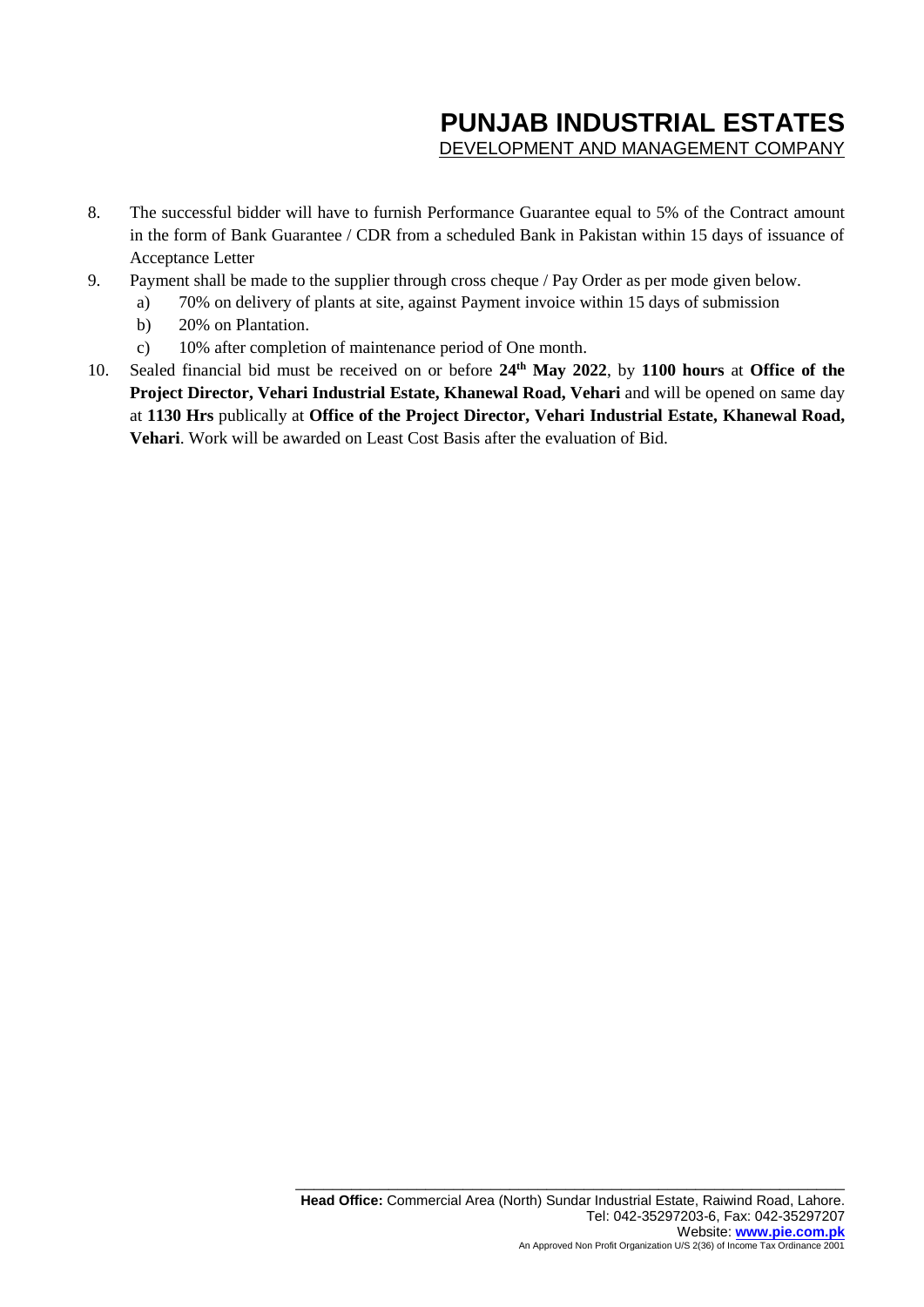8. The successful bidder will have to furnish Performance Guarantee equal to 5% of the Contract amount in the form of Bank Guarantee / CDR from a scheduled Bank in Pakistan within 15 days of issuance of Acceptance Letter

9. Payment shall be made to the supplier through cross cheque / Pay Order as per mode given below.
   a) 70% on delivery of plants at site, against Payment invoice within 15 days of submission
   b) 20% on Plantation.
   c) 10% after completion of maintenance period of One month.

10. Sealed financial bid must be received on or before **24th May 2022**, by **1100 hours** at **Office of the Project Director, Vehari Industrial Estate, Khanewal Road, Vehari** and will be opened on same day at **1130 Hrs** publically at **Office of the Project Director, Vehari Industrial Estate, Khanewal Road, Vehari**. Work will be awarded on Least Cost Basis after the evaluation of Bid.